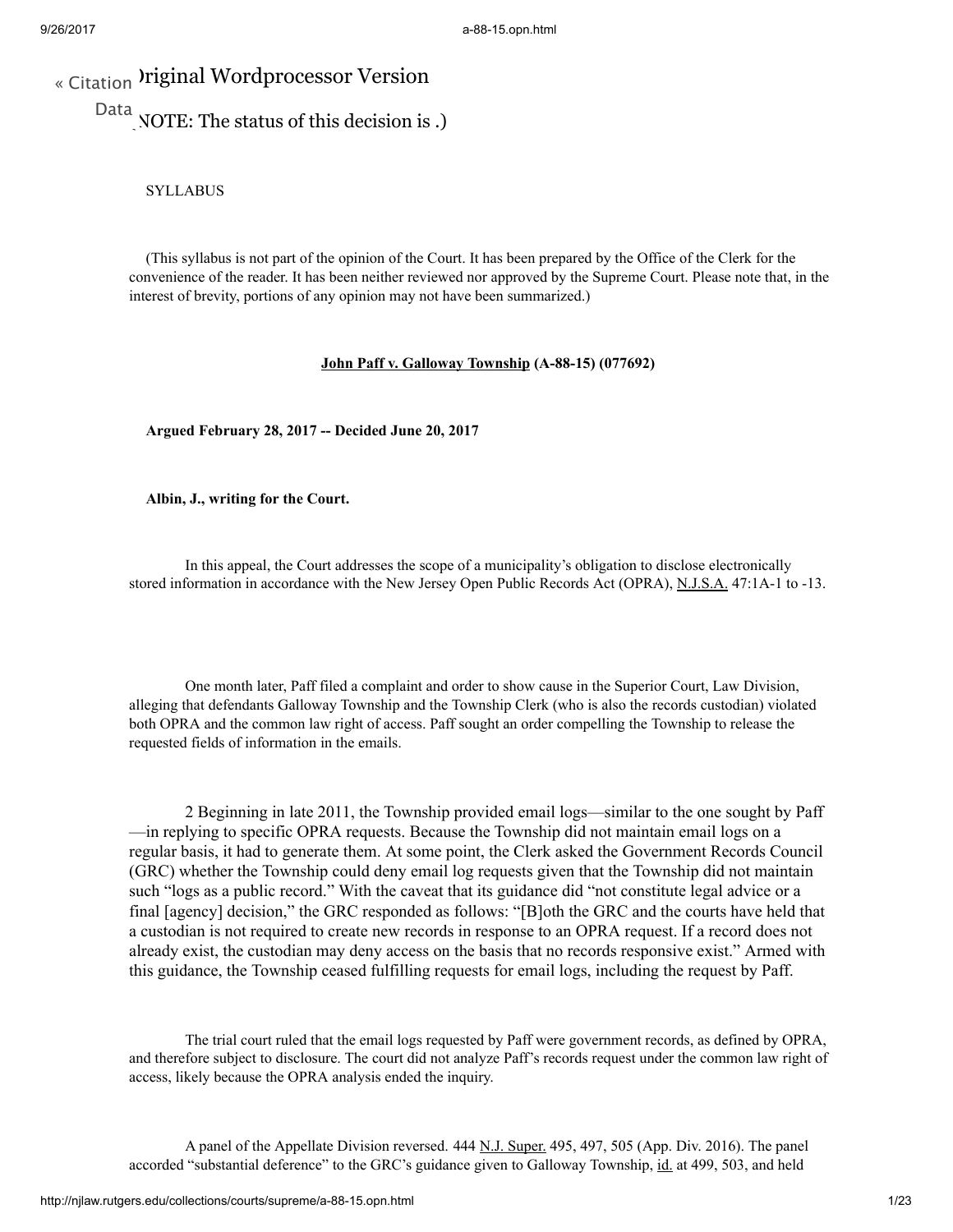« Citation Data

Original Wordprocessor Version

(NOTE: The status of this decision is .)

SYLLABUS

(This syllabus is not part of the opinion of the Court. It has been prepared by the Office of the Clerk for the convenience of the reader. It has been neither reviewed nor approved by the Supreme Court. Please note that, in the interest of brevity, portions of any opinion may not have been summarized.)

**John Paff v. Galloway Township (A-88-15) (077692)**

**Argued February 28, 2017 -- Decided June 20, 2017**

**Albin, J., writing for the Court.**

In this appeal, the Court addresses the scope of a municipality's obligation to disclose electronically stored information in accordance with the New Jersey Open Public Records Act (OPRA), N.J.S.A. 47:1A-1 to -13.

One month later, Paff filed a complaint and order to show cause in the Superior Court, Law Division, alleging that defendants Galloway Township and the Township Clerk (who is also the records custodian) violated both OPRA and the common law right of access. Paff sought an order compelling the Township to release the requested fields of information in the emails.

2 Beginning in late 2011, the Township provided email logs—similar to the one sought by Paff—in replying to specific OPRA requests. Because the Township did not maintain email logs on a regular basis, it had to generate them. At some point, the Clerk asked the Government Records Council (GRC) whether the Township could deny email log requests given that the Township did not maintain such "logs as a public record." With the caveat that its guidance did "not constitute legal advice or a final [agency] decision," the GRC responded as follows: "[B]oth the GRC and the courts have held that a custodian is not required to create new records in response to an OPRA request. If a record does not already exist, the custodian may deny access on the basis that no records responsive exist." Armed with this guidance, the Township ceased fulfilling requests for email logs, including the request by Paff.

The trial court ruled that the email logs requested by Paff were government records, as defined by OPRA, and therefore subject to disclosure. The court did not analyze Paff's records request under the common law right of access, likely because the OPRA analysis ended the inquiry.

A panel of the Appellate Division reversed. 444 N.J. Super. 495, 497, 505 (App. Div. 2016). The panel accorded "substantial deference" to the GRC's guidance given to Galloway Township, id. at 499, 503, and held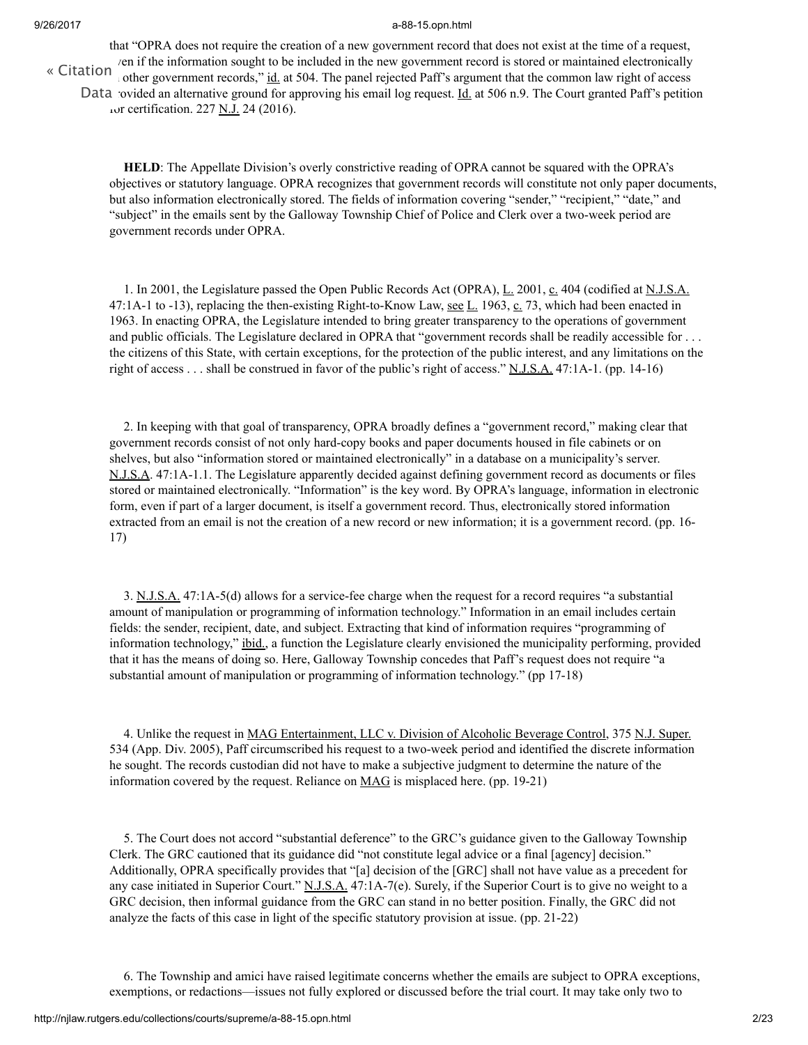that "OPRA does not require the creation of a new government record that does not exist at the time of a request, even if the information sought to be included in the new government record is stored or maintained electronically in other government records," id. at 504. The panel rejected Paff's argument that the common law right of access provided an alternative ground for approving his email log request. Id. at 506 n.9. The Court granted Paff's petition for certification. 227 N.J. 24 (2016).

**HELD**: The Appellate Division's overly constrictive reading of OPRA cannot be squared with the OPRA's objectives or statutory language. OPRA recognizes that government records will constitute not only paper documents, but also information electronically stored. The fields of information covering "sender," "recipient," "date," and "subject" in the emails sent by the Galloway Township Chief of Police and Clerk over a two-week period are government records under OPRA.

1. In 2001, the Legislature passed the Open Public Records Act (OPRA), L. 2001, c. 404 (codified at N.J.S.A. 47:1A-1 to -13), replacing the then-existing Right-to-Know Law, see L. 1963, c. 73, which had been enacted in 1963. In enacting OPRA, the Legislature intended to bring greater transparency to the operations of government and public officials. The Legislature declared in OPRA that "government records shall be readily accessible for . . . the citizens of this State, with certain exceptions, for the protection of the public interest, and any limitations on the right of access . . . shall be construed in favor of the public's right of access." N.J.S.A. 47:1A-1. (pp. 14-16)

2. In keeping with that goal of transparency, OPRA broadly defines a "government record," making clear that government records consist of not only hard-copy books and paper documents housed in file cabinets or on shelves, but also "information stored or maintained electronically" in a database on a municipality's server. N.J.S.A. 47:1A-1.1. The Legislature apparently decided against defining government record as documents or files stored or maintained electronically. "Information" is the key word. By OPRA's language, information in electronic form, even if part of a larger document, is itself a government record. Thus, electronically stored information extracted from an email is not the creation of a new record or new information; it is a government record. (pp. 16-17)

3. N.J.S.A. 47:1A-5(d) allows for a service-fee charge when the request for a record requires "a substantial amount of manipulation or programming of information technology." Information in an email includes certain fields: the sender, recipient, date, and subject. Extracting that kind of information requires "programming of information technology," ibid., a function the Legislature clearly envisioned the municipality performing, provided that it has the means of doing so. Here, Galloway Township concedes that Paff's request does not require "a substantial amount of manipulation or programming of information technology." (pp 17-18)

4. Unlike the request in MAG Entertainment, LLC v. Division of Alcoholic Beverage Control, 375 N.J. Super. 534 (App. Div. 2005), Paff circumscribed his request to a two-week period and identified the discrete information he sought. The records custodian did not have to make a subjective judgment to determine the nature of the information covered by the request. Reliance on MAG is misplaced here. (pp. 19-21)

5. The Court does not accord "substantial deference" to the GRC's guidance given to the Galloway Township Clerk. The GRC cautioned that its guidance did "not constitute legal advice or a final [agency] decision." Additionally, OPRA specifically provides that "[a] decision of the [GRC] shall not have value as a precedent for any case initiated in Superior Court." N.J.S.A. 47:1A-7(e). Surely, if the Superior Court is to give no weight to a GRC decision, then informal guidance from the GRC can stand in no better position. Finally, the GRC did not analyze the facts of this case in light of the specific statutory provision at issue. (pp. 21-22)

6. The Township and amici have raised legitimate concerns whether the emails are subject to OPRA exceptions, exemptions, or redactions—issues not fully explored or discussed before the trial court. It may take only two to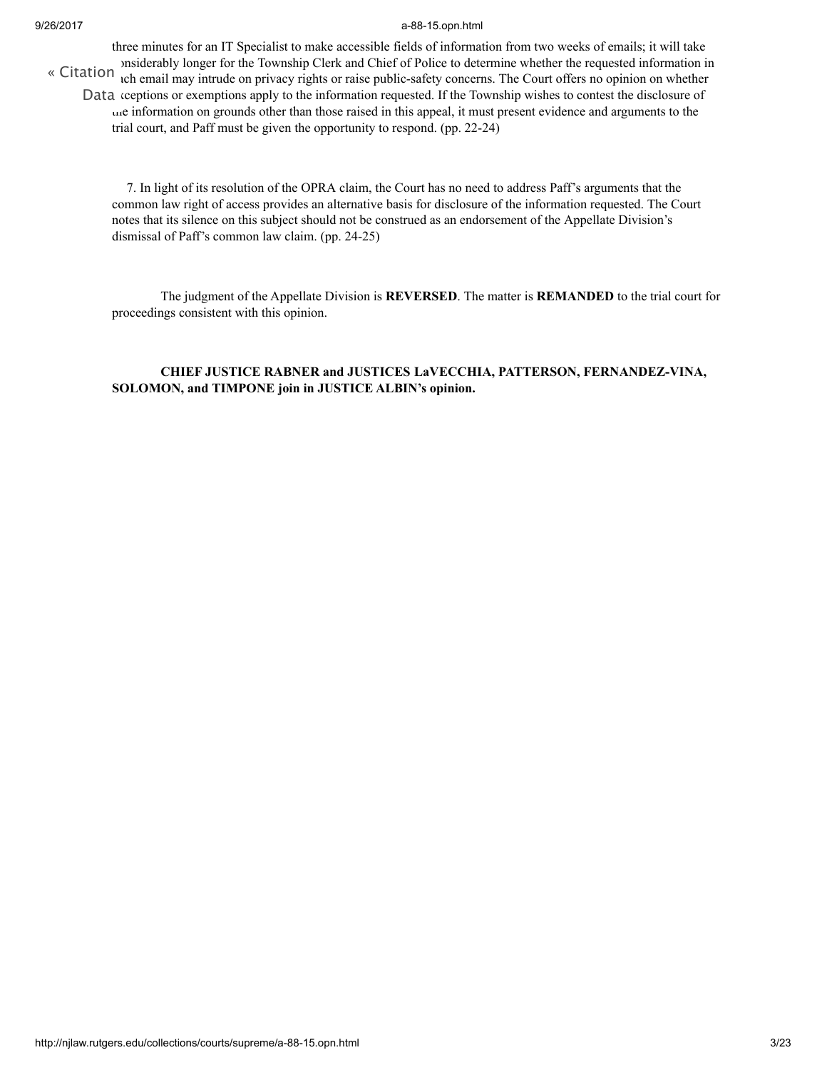three minutes for an IT Specialist to make accessible fields of information from two weeks of emails; it will take considerably longer for the Township Clerk and Chief of Police to determine whether the requested information in each email may intrude on privacy rights or raise public-safety concerns. The Court offers no opinion on whether exceptions or exemptions apply to the information requested. If the Township wishes to contest the disclosure of the information on grounds other than those raised in this appeal, it must present evidence and arguments to the trial court, and Paff must be given the opportunity to respond. (pp. 22-24)

7. In light of its resolution of the OPRA claim, the Court has no need to address Paff's arguments that the common law right of access provides an alternative basis for disclosure of the information requested. The Court notes that its silence on this subject should not be construed as an endorsement of the Appellate Division's dismissal of Paff's common law claim. (pp. 24-25)

The judgment of the Appellate Division is **REVERSED**. The matter is **REMANDED** to the trial court for proceedings consistent with this opinion.

**CHIEF JUSTICE RABNER and JUSTICES LaVECCHIA, PATTERSON, FERNANDEZ-VINA, SOLOMON, and TIMPONE join in JUSTICE ALBIN's opinion.**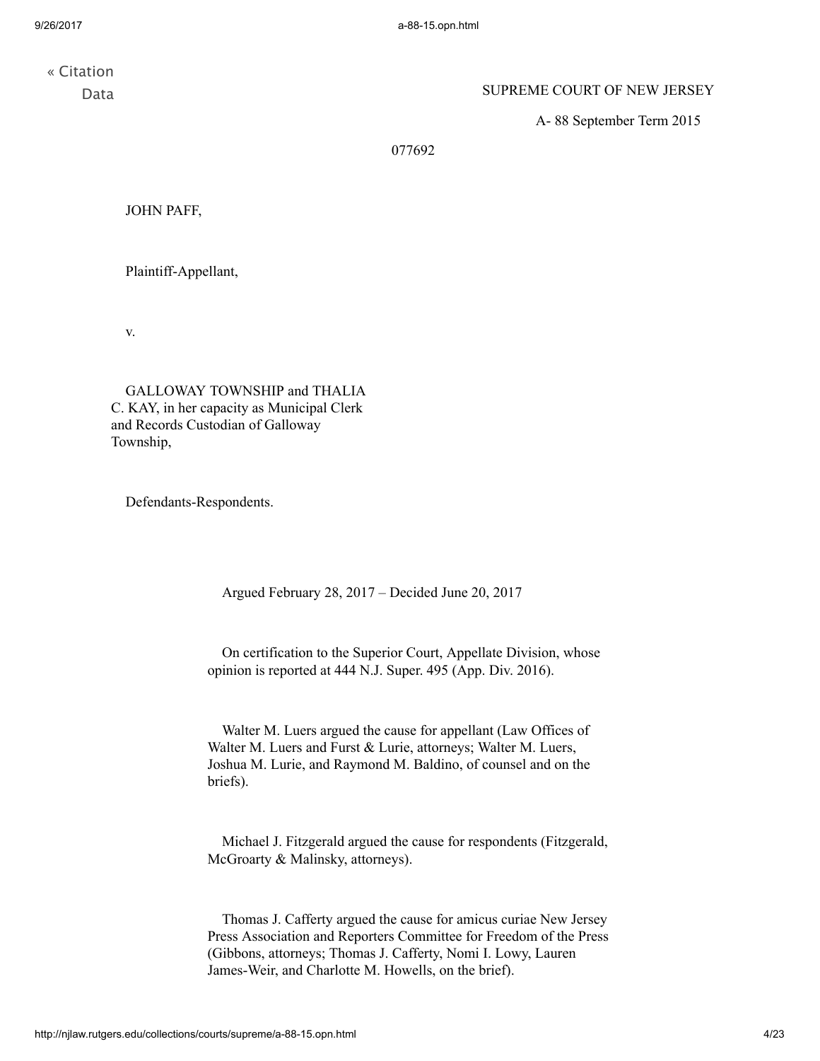« Citation Data

SUPREME COURT OF NEW JERSEY

A- 88 September Term 2015

077692

JOHN PAFF,

Plaintiff-Appellant,

v.

GALLOWAY TOWNSHIP and THALIA C. KAY, in her capacity as Municipal Clerk and Records Custodian of Galloway Township,

Defendants-Respondents.

Argued February 28, 2017 – Decided June 20, 2017

On certification to the Superior Court, Appellate Division, whose opinion is reported at 444 N.J. Super. 495 (App. Div. 2016).

Walter M. Luers argued the cause for appellant (Law Offices of Walter M. Luers and Furst & Lurie, attorneys; Walter M. Luers, Joshua M. Lurie, and Raymond M. Baldino, of counsel and on the briefs).

Michael J. Fitzgerald argued the cause for respondents (Fitzgerald, McGroarty & Malinsky, attorneys).

Thomas J. Cafferty argued the cause for amicus curiae New Jersey Press Association and Reporters Committee for Freedom of the Press (Gibbons, attorneys; Thomas J. Cafferty, Nomi I. Lowy, Lauren James-Weir, and Charlotte M. Howells, on the brief).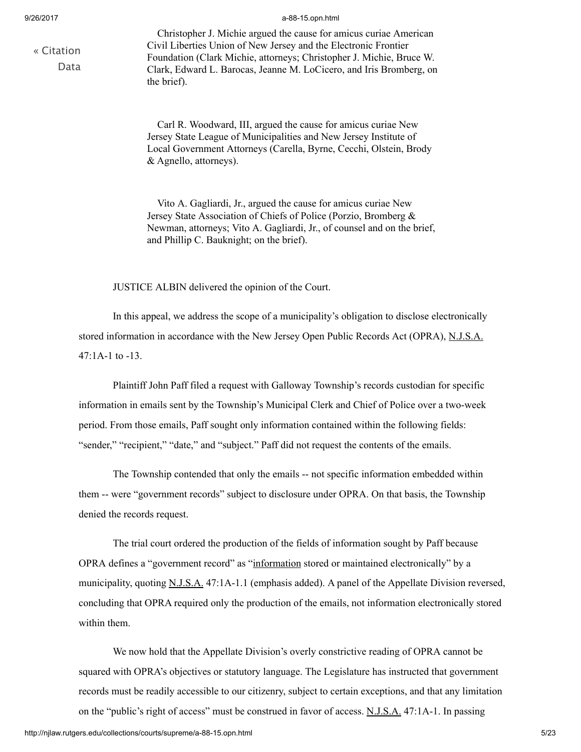Christopher J. Michie argued the cause for amicus curiae American Civil Liberties Union of New Jersey and the Electronic Frontier Foundation (Clark Michie, attorneys; Christopher J. Michie, Bruce W. Clark, Edward L. Barocas, Jeanne M. LoCicero, and Iris Bromberg, on the brief).

Carl R. Woodward, III, argued the cause for amicus curiae New Jersey State League of Municipalities and New Jersey Institute of Local Government Attorneys (Carella, Byrne, Cecchi, Olstein, Brody & Agnello, attorneys).

Vito A. Gagliardi, Jr., argued the cause for amicus curiae New Jersey State Association of Chiefs of Police (Porzio, Bromberg & Newman, attorneys; Vito A. Gagliardi, Jr., of counsel and on the brief, and Phillip C. Bauknight; on the brief).

JUSTICE ALBIN delivered the opinion of the Court.

In this appeal, we address the scope of a municipality's obligation to disclose electronically stored information in accordance with the New Jersey Open Public Records Act (OPRA), N.J.S.A. 47:1A-1 to -13.

Plaintiff John Paff filed a request with Galloway Township's records custodian for specific information in emails sent by the Township's Municipal Clerk and Chief of Police over a two-week period. From those emails, Paff sought only information contained within the following fields: "sender," "recipient," "date," and "subject." Paff did not request the contents of the emails.

The Township contended that only the emails -- not specific information embedded within them -- were "government records" subject to disclosure under OPRA. On that basis, the Township denied the records request.

The trial court ordered the production of the fields of information sought by Paff because OPRA defines a "government record" as "information stored or maintained electronically" by a municipality, quoting N.J.S.A. 47:1A-1.1 (emphasis added). A panel of the Appellate Division reversed, concluding that OPRA required only the production of the emails, not information electronically stored within them.

We now hold that the Appellate Division's overly constrictive reading of OPRA cannot be squared with OPRA's objectives or statutory language. The Legislature has instructed that government records must be readily accessible to our citizenry, subject to certain exceptions, and that any limitation on the "public's right of access" must be construed in favor of access. N.J.S.A. 47:1A-1. In passing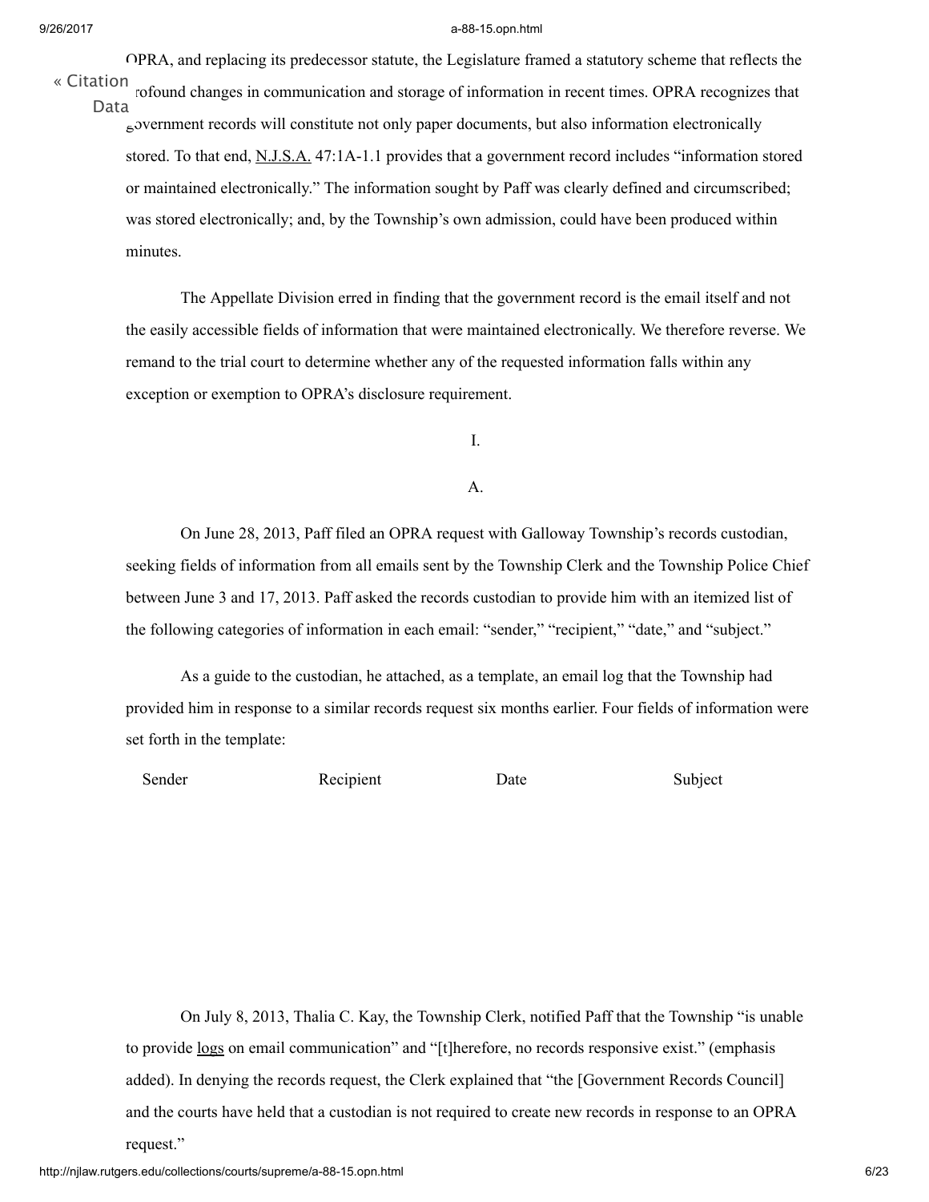OPRA, and replacing its predecessor statute, the Legislature framed a statutory scheme that reflects the profound changes in communication and storage of information in recent times. OPRA recognizes that government records will constitute not only paper documents, but also information electronically stored. To that end, N.J.S.A. 47:1A-1.1 provides that a government record includes "information stored or maintained electronically." The information sought by Paff was clearly defined and circumscribed; was stored electronically; and, by the Township's own admission, could have been produced within minutes.

The Appellate Division erred in finding that the government record is the email itself and not the easily accessible fields of information that were maintained electronically. We therefore reverse. We remand to the trial court to determine whether any of the requested information falls within any exception or exemption to OPRA's disclosure requirement.

I.

A.

On June 28, 2013, Paff filed an OPRA request with Galloway Township's records custodian, seeking fields of information from all emails sent by the Township Clerk and the Township Police Chief between June 3 and 17, 2013. Paff asked the records custodian to provide him with an itemized list of the following categories of information in each email: "sender," "recipient," "date," and "subject."

As a guide to the custodian, he attached, as a template, an email log that the Township had provided him in response to a similar records request six months earlier. Four fields of information were set forth in the template:

| Sender | Recipient | Date | Subject |
|---|---|---|---|

On July 8, 2013, Thalia C. Kay, the Township Clerk, notified Paff that the Township "is unable to provide logs on email communication" and "[t]herefore, no records responsive exist." (emphasis added). In denying the records request, the Clerk explained that "the [Government Records Council] and the courts have held that a custodian is not required to create new records in response to an OPRA request."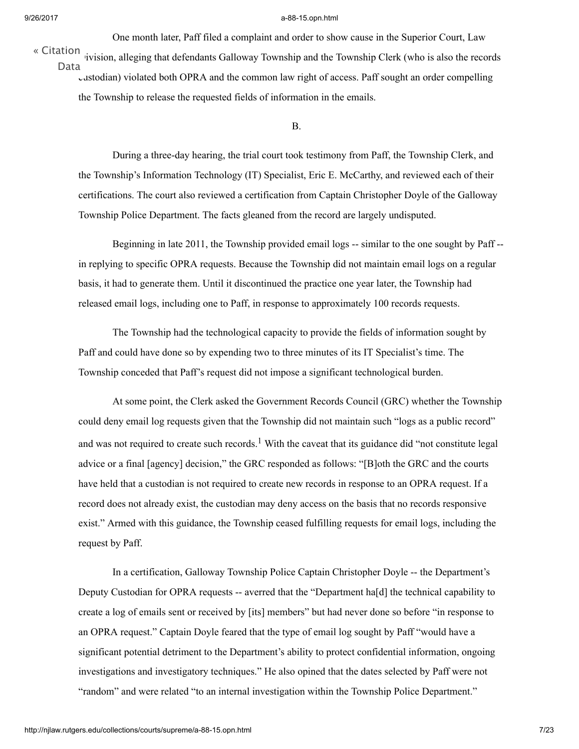One month later, Paff filed a complaint and order to show cause in the Superior Court, Law Division, alleging that defendants Galloway Township and the Township Clerk (who is also the records custodian) violated both OPRA and the common law right of access. Paff sought an order compelling the Township to release the requested fields of information in the emails.

B.

During a three-day hearing, the trial court took testimony from Paff, the Township Clerk, and the Township's Information Technology (IT) Specialist, Eric E. McCarthy, and reviewed each of their certifications. The court also reviewed a certification from Captain Christopher Doyle of the Galloway Township Police Department. The facts gleaned from the record are largely undisputed.

Beginning in late 2011, the Township provided email logs -- similar to the one sought by Paff -- in replying to specific OPRA requests. Because the Township did not maintain email logs on a regular basis, it had to generate them. Until it discontinued the practice one year later, the Township had released email logs, including one to Paff, in response to approximately 100 records requests.

The Township had the technological capacity to provide the fields of information sought by Paff and could have done so by expending two to three minutes of its IT Specialist's time. The Township conceded that Paff's request did not impose a significant technological burden.

At some point, the Clerk asked the Government Records Council (GRC) whether the Township could deny email log requests given that the Township did not maintain such "logs as a public record" and was not required to create such records.[1] With the caveat that its guidance did "not constitute legal advice or a final [agency] decision," the GRC responded as follows: "[B]oth the GRC and the courts have held that a custodian is not required to create new records in response to an OPRA request. If a record does not already exist, the custodian may deny access on the basis that no records responsive exist." Armed with this guidance, the Township ceased fulfilling requests for email logs, including the request by Paff.

In a certification, Galloway Township Police Captain Christopher Doyle -- the Department's Deputy Custodian for OPRA requests -- averred that the "Department ha[d] the technical capability to create a log of emails sent or received by [its] members" but had never done so before "in response to an OPRA request." Captain Doyle feared that the type of email log sought by Paff "would have a significant potential detriment to the Department's ability to protect confidential information, ongoing investigations and investigatory techniques." He also opined that the dates selected by Paff were not "random" and were related "to an internal investigation within the Township Police Department."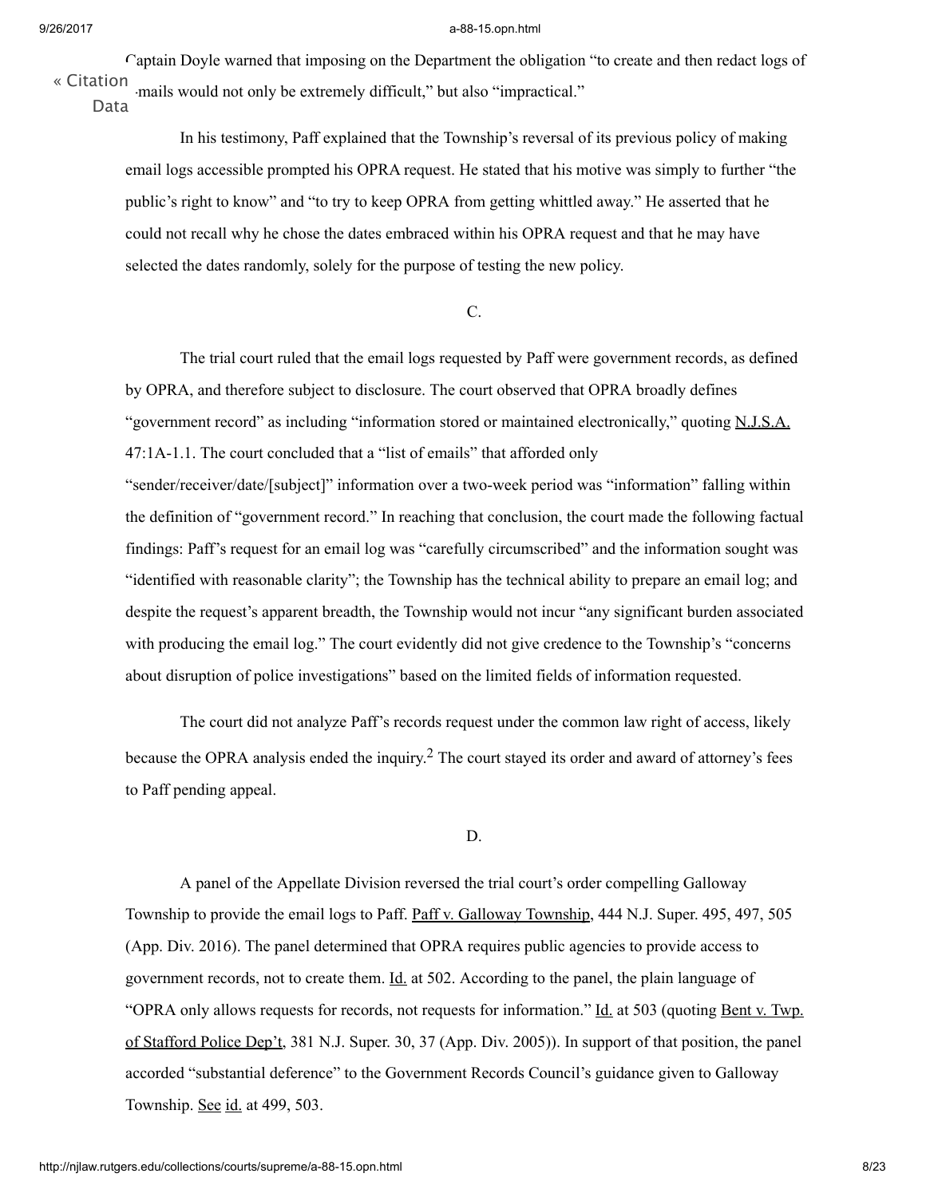Captain Doyle warned that imposing on the Department the obligation "to create and then redact logs of emails would not only be extremely difficult," but also "impractical."

In his testimony, Paff explained that the Township's reversal of its previous policy of making email logs accessible prompted his OPRA request. He stated that his motive was simply to further "the public's right to know" and "to try to keep OPRA from getting whittled away." He asserted that he could not recall why he chose the dates embraced within his OPRA request and that he may have selected the dates randomly, solely for the purpose of testing the new policy.

C.

The trial court ruled that the email logs requested by Paff were government records, as defined by OPRA, and therefore subject to disclosure. The court observed that OPRA broadly defines "government record" as including "information stored or maintained electronically," quoting N.J.S.A. 47:1A-1.1. The court concluded that a "list of emails" that afforded only "sender/receiver/date/[subject]" information over a two-week period was "information" falling within the definition of "government record." In reaching that conclusion, the court made the following factual findings: Paff's request for an email log was "carefully circumscribed" and the information sought was "identified with reasonable clarity"; the Township has the technical ability to prepare an email log; and despite the request's apparent breadth, the Township would not incur "any significant burden associated with producing the email log." The court evidently did not give credence to the Township's "concerns about disruption of police investigations" based on the limited fields of information requested.

The court did not analyze Paff's records request under the common law right of access, likely because the OPRA analysis ended the inquiry.[2] The court stayed its order and award of attorney's fees to Paff pending appeal.

D.

A panel of the Appellate Division reversed the trial court's order compelling Galloway Township to provide the email logs to Paff. Paff v. Galloway Township, 444 N.J. Super. 495, 497, 505 (App. Div. 2016). The panel determined that OPRA requires public agencies to provide access to government records, not to create them. Id. at 502. According to the panel, the plain language of "OPRA only allows requests for records, not requests for information." Id. at 503 (quoting Bent v. Twp. of Stafford Police Dep't, 381 N.J. Super. 30, 37 (App. Div. 2005)). In support of that position, the panel accorded "substantial deference" to the Government Records Council's guidance given to Galloway Township. See id. at 499, 503.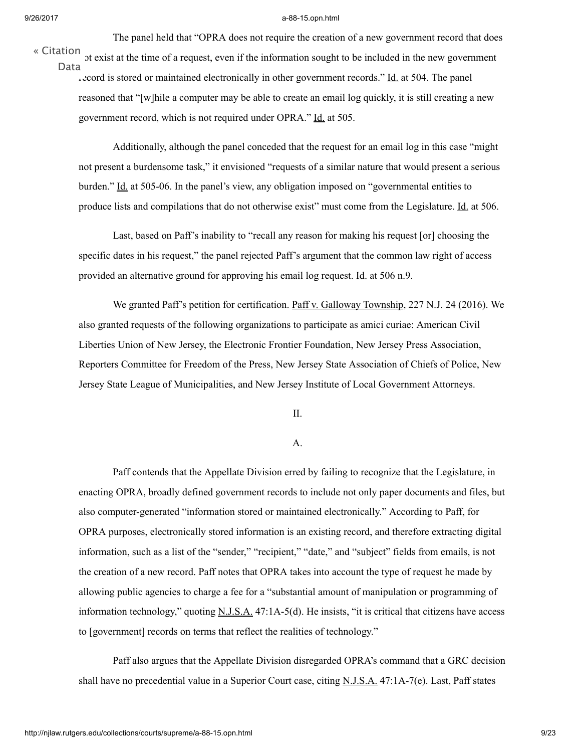The panel held that "OPRA does not require the creation of a new government record that does not exist at the time of a request, even if the information sought to be included in the new government record is stored or maintained electronically in other government records." Id. at 504. The panel reasoned that "[w]hile a computer may be able to create an email log quickly, it is still creating a new government record, which is not required under OPRA." Id. at 505.

Additionally, although the panel conceded that the request for an email log in this case "might not present a burdensome task," it envisioned "requests of a similar nature that would present a serious burden." Id. at 505-06. In the panel's view, any obligation imposed on "governmental entities to produce lists and compilations that do not otherwise exist" must come from the Legislature. Id. at 506.

Last, based on Paff's inability to "recall any reason for making his request [or] choosing the specific dates in his request," the panel rejected Paff's argument that the common law right of access provided an alternative ground for approving his email log request. Id. at 506 n.9.

We granted Paff's petition for certification. Paff v. Galloway Township, 227 N.J. 24 (2016). We also granted requests of the following organizations to participate as amici curiae: American Civil Liberties Union of New Jersey, the Electronic Frontier Foundation, New Jersey Press Association, Reporters Committee for Freedom of the Press, New Jersey State Association of Chiefs of Police, New Jersey State League of Municipalities, and New Jersey Institute of Local Government Attorneys.

## II.

### A.

Paff contends that the Appellate Division erred by failing to recognize that the Legislature, in enacting OPRA, broadly defined government records to include not only paper documents and files, but also computer-generated "information stored or maintained electronically." According to Paff, for OPRA purposes, electronically stored information is an existing record, and therefore extracting digital information, such as a list of the "sender," "recipient," "date," and "subject" fields from emails, is not the creation of a new record. Paff notes that OPRA takes into account the type of request he made by allowing public agencies to charge a fee for a "substantial amount of manipulation or programming of information technology," quoting N.J.S.A. 47:1A-5(d). He insists, "it is critical that citizens have access to [government] records on terms that reflect the realities of technology."

Paff also argues that the Appellate Division disregarded OPRA's command that a GRC decision shall have no precedential value in a Superior Court case, citing N.J.S.A. 47:1A-7(e). Last, Paff states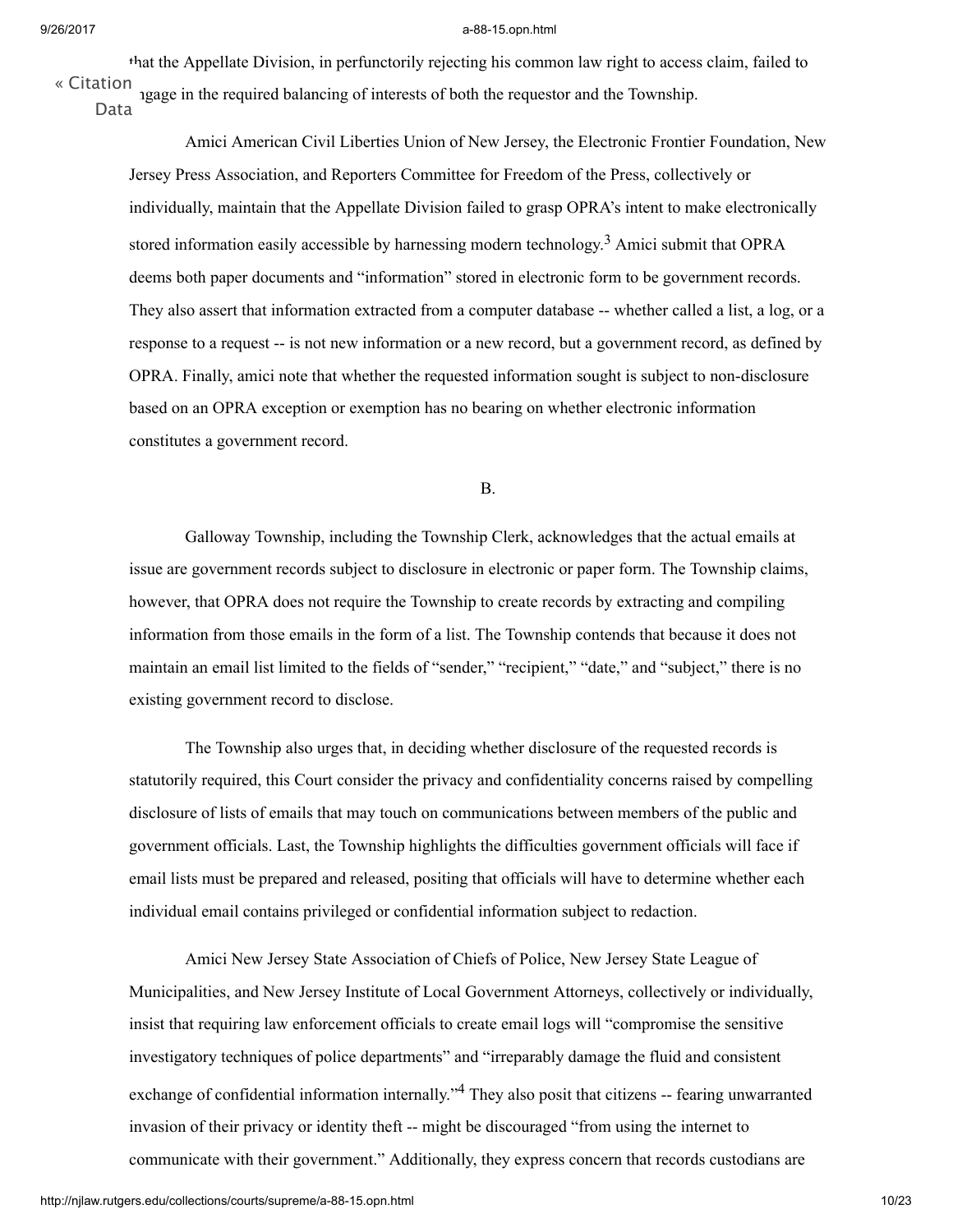that the Appellate Division, in perfunctorily rejecting his common law right to access claim, failed to engage in the required balancing of interests of both the requestor and the Township.

Amici American Civil Liberties Union of New Jersey, the Electronic Frontier Foundation, New Jersey Press Association, and Reporters Committee for Freedom of the Press, collectively or individually, maintain that the Appellate Division failed to grasp OPRA's intent to make electronically stored information easily accessible by harnessing modern technology.[3] Amici submit that OPRA deems both paper documents and "information" stored in electronic form to be government records. They also assert that information extracted from a computer database -- whether called a list, a log, or a response to a request -- is not new information or a new record, but a government record, as defined by OPRA. Finally, amici note that whether the requested information sought is subject to non-disclosure based on an OPRA exception or exemption has no bearing on whether electronic information constitutes a government record.

B.

Galloway Township, including the Township Clerk, acknowledges that the actual emails at issue are government records subject to disclosure in electronic or paper form. The Township claims, however, that OPRA does not require the Township to create records by extracting and compiling information from those emails in the form of a list. The Township contends that because it does not maintain an email list limited to the fields of "sender," "recipient," "date," and "subject," there is no existing government record to disclose.

The Township also urges that, in deciding whether disclosure of the requested records is statutorily required, this Court consider the privacy and confidentiality concerns raised by compelling disclosure of lists of emails that may touch on communications between members of the public and government officials. Last, the Township highlights the difficulties government officials will face if email lists must be prepared and released, positing that officials will have to determine whether each individual email contains privileged or confidential information subject to redaction.

Amici New Jersey State Association of Chiefs of Police, New Jersey State League of Municipalities, and New Jersey Institute of Local Government Attorneys, collectively or individually, insist that requiring law enforcement officials to create email logs will "compromise the sensitive investigatory techniques of police departments" and "irreparably damage the fluid and consistent exchange of confidential information internally."[4] They also posit that citizens -- fearing unwarranted invasion of their privacy or identity theft -- might be discouraged "from using the internet to communicate with their government." Additionally, they express concern that records custodians are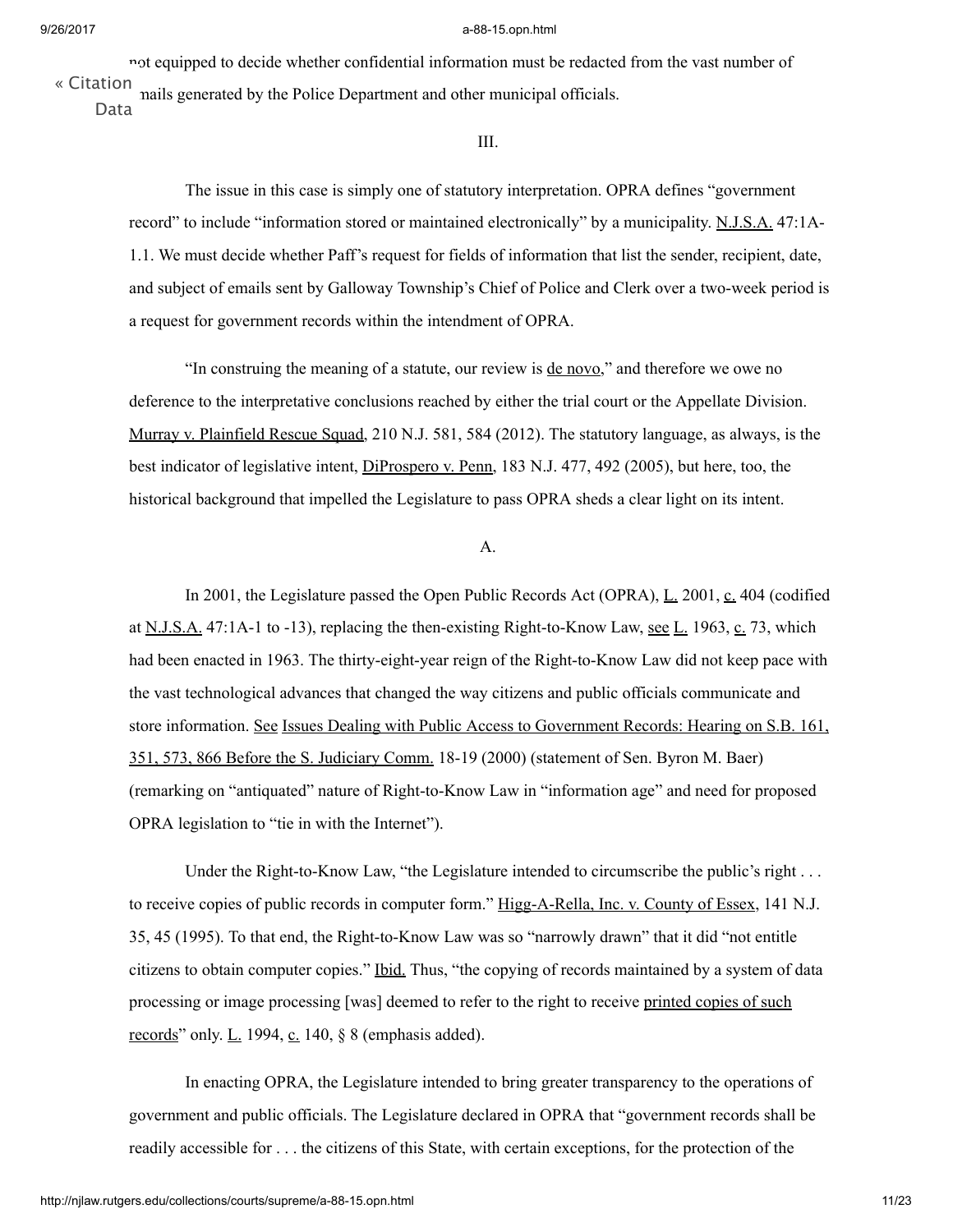not equipped to decide whether confidential information must be redacted from the vast number of emails generated by the Police Department and other municipal officials.

### III.

The issue in this case is simply one of statutory interpretation. OPRA defines "government record" to include "information stored or maintained electronically" by a municipality. N.J.S.A. 47:1A-1.1. We must decide whether Paff's request for fields of information that list the sender, recipient, date, and subject of emails sent by Galloway Township's Chief of Police and Clerk over a two-week period is a request for government records within the intendment of OPRA.

"In construing the meaning of a statute, our review is de novo," and therefore we owe no deference to the interpretative conclusions reached by either the trial court or the Appellate Division. Murray v. Plainfield Rescue Squad, 210 N.J. 581, 584 (2012). The statutory language, as always, is the best indicator of legislative intent, DiProspero v. Penn, 183 N.J. 477, 492 (2005), but here, too, the historical background that impelled the Legislature to pass OPRA sheds a clear light on its intent.

#### A.

In 2001, the Legislature passed the Open Public Records Act (OPRA), L. 2001, c. 404 (codified at N.J.S.A. 47:1A-1 to -13), replacing the then-existing Right-to-Know Law, see L. 1963, c. 73, which had been enacted in 1963. The thirty-eight-year reign of the Right-to-Know Law did not keep pace with the vast technological advances that changed the way citizens and public officials communicate and store information. See Issues Dealing with Public Access to Government Records: Hearing on S.B. 161, 351, 573, 866 Before the S. Judiciary Comm. 18-19 (2000) (statement of Sen. Byron M. Baer) (remarking on "antiquated" nature of Right-to-Know Law in "information age" and need for proposed OPRA legislation to "tie in with the Internet").

Under the Right-to-Know Law, "the Legislature intended to circumscribe the public's right . . . to receive copies of public records in computer form." Higg-A-Rella, Inc. v. County of Essex, 141 N.J. 35, 45 (1995). To that end, the Right-to-Know Law was so "narrowly drawn" that it did "not entitle citizens to obtain computer copies." Ibid. Thus, "the copying of records maintained by a system of data processing or image processing [was] deemed to refer to the right to receive printed copies of such records" only. L. 1994, c. 140, § 8 (emphasis added).

In enacting OPRA, the Legislature intended to bring greater transparency to the operations of government and public officials. The Legislature declared in OPRA that "government records shall be readily accessible for . . . the citizens of this State, with certain exceptions, for the protection of the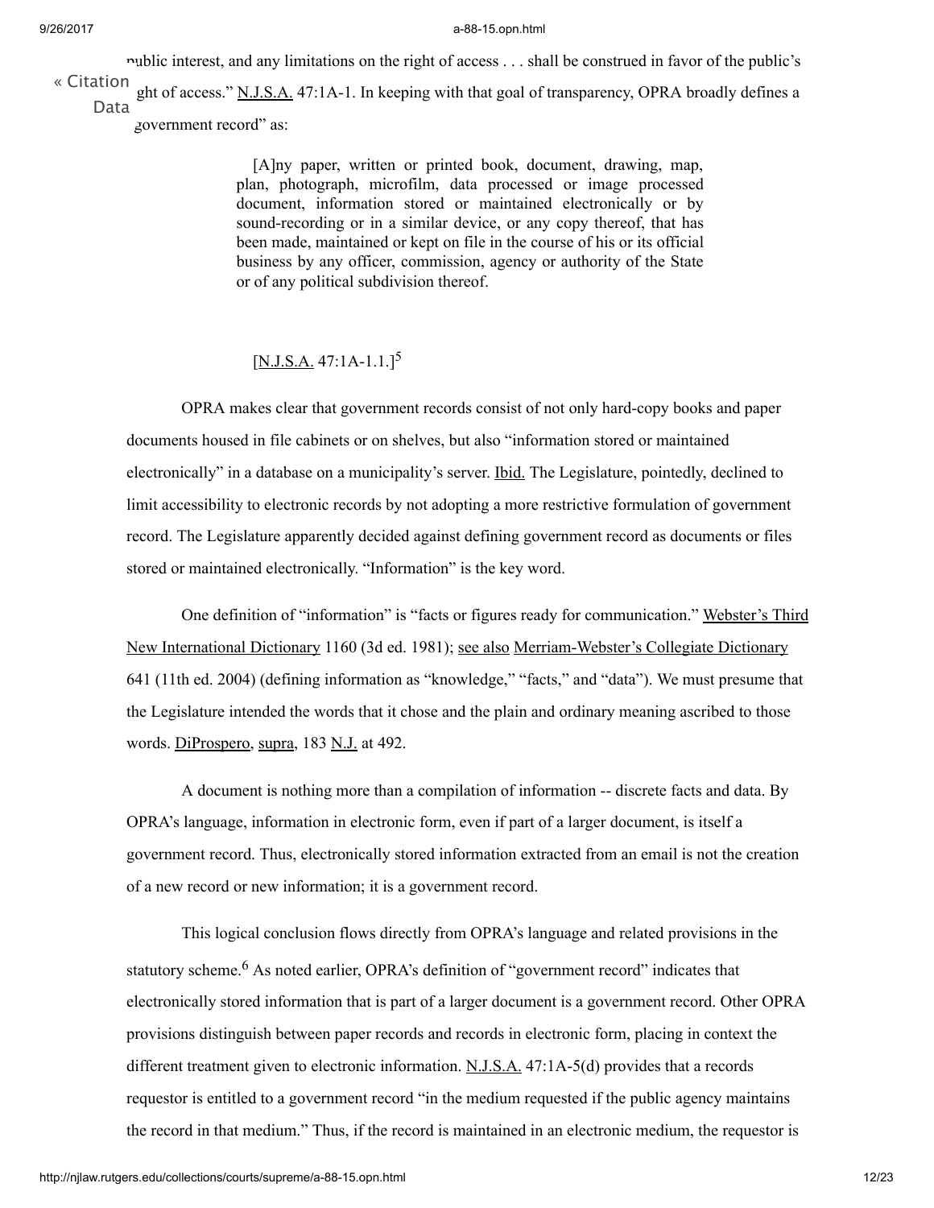public interest, and any limitations on the right of access . . . shall be construed in favor of the public's right of access." N.J.S.A. 47:1A-1. In keeping with that goal of transparency, OPRA broadly defines a "government record" as:

> [A]ny paper, written or printed book, document, drawing, map, plan, photograph, microfilm, data processed or image processed document, information stored or maintained electronically or by sound-recording or in a similar device, or any copy thereof, that has been made, maintained or kept on file in the course of his or its official business by any officer, commission, agency or authority of the State or of any political subdivision thereof.
>
> [N.J.S.A. 47:1A-1.1.][5]

OPRA makes clear that government records consist of not only hard-copy books and paper documents housed in file cabinets or on shelves, but also "information stored or maintained electronically" in a database on a municipality's server. Ibid. The Legislature, pointedly, declined to limit accessibility to electronic records by not adopting a more restrictive formulation of government record. The Legislature apparently decided against defining government record as documents or files stored or maintained electronically. "Information" is the key word.

One definition of "information" is "facts or figures ready for communication." Webster's Third New International Dictionary 1160 (3d ed. 1981); see also Merriam-Webster's Collegiate Dictionary 641 (11th ed. 2004) (defining information as "knowledge," "facts," and "data"). We must presume that the Legislature intended the words that it chose and the plain and ordinary meaning ascribed to those words. DiProspero, supra, 183 N.J. at 492.

A document is nothing more than a compilation of information -- discrete facts and data. By OPRA's language, information in electronic form, even if part of a larger document, is itself a government record. Thus, electronically stored information extracted from an email is not the creation of a new record or new information; it is a government record.

This logical conclusion flows directly from OPRA's language and related provisions in the statutory scheme.[6] As noted earlier, OPRA's definition of "government record" indicates that electronically stored information that is part of a larger document is a government record. Other OPRA provisions distinguish between paper records and records in electronic form, placing in context the different treatment given to electronic information. N.J.S.A. 47:1A-5(d) provides that a records requestor is entitled to a government record "in the medium requested if the public agency maintains the record in that medium." Thus, if the record is maintained in an electronic medium, the requestor is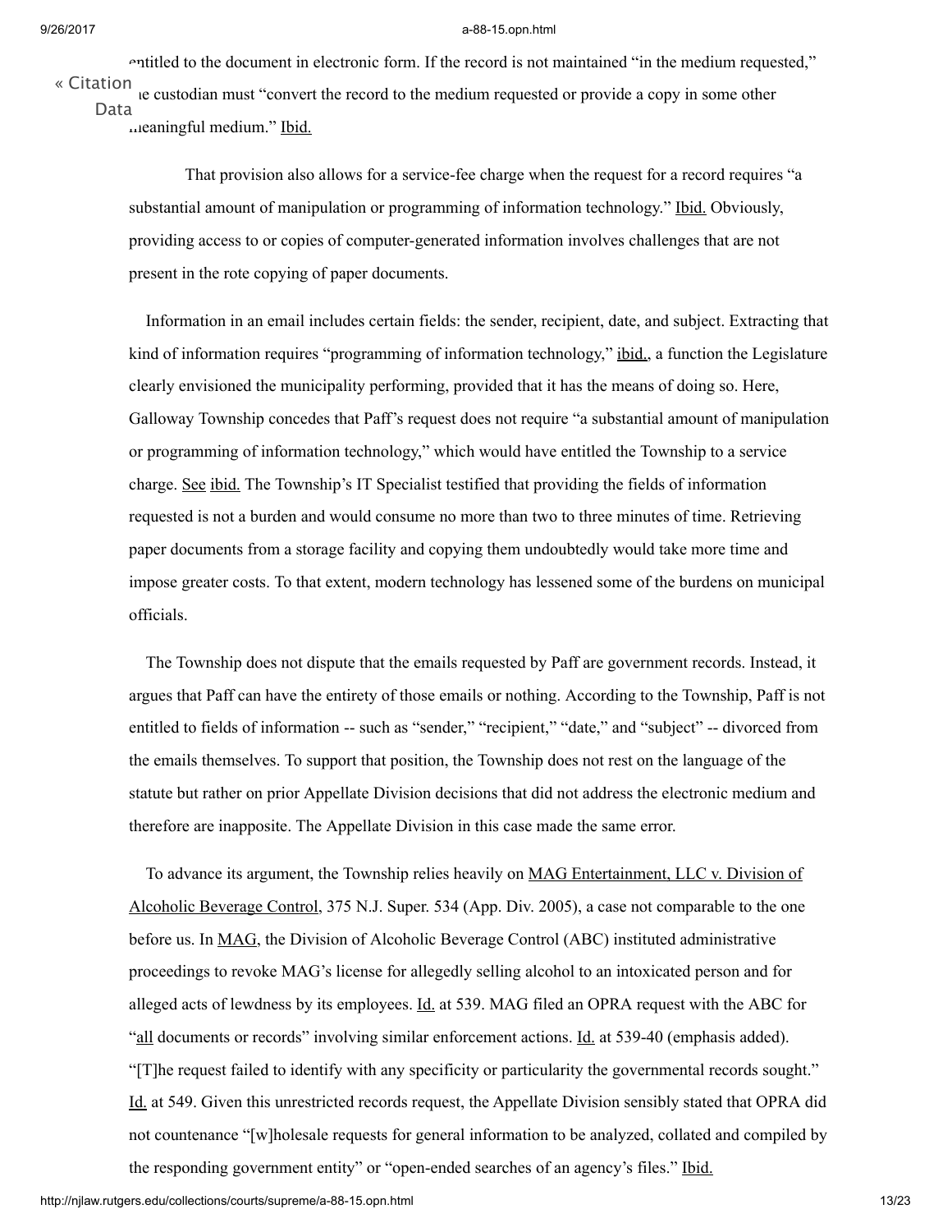entitled to the document in electronic form. If the record is not maintained "in the medium requested," the custodian must "convert the record to the medium requested or provide a copy in some other meaningful medium." Ibid.

That provision also allows for a service-fee charge when the request for a record requires "a substantial amount of manipulation or programming of information technology." Ibid. Obviously, providing access to or copies of computer-generated information involves challenges that are not present in the rote copying of paper documents.

Information in an email includes certain fields: the sender, recipient, date, and subject. Extracting that kind of information requires "programming of information technology," ibid., a function the Legislature clearly envisioned the municipality performing, provided that it has the means of doing so. Here, Galloway Township concedes that Paff's request does not require "a substantial amount of manipulation or programming of information technology," which would have entitled the Township to a service charge. See ibid. The Township's IT Specialist testified that providing the fields of information requested is not a burden and would consume no more than two to three minutes of time. Retrieving paper documents from a storage facility and copying them undoubtedly would take more time and impose greater costs. To that extent, modern technology has lessened some of the burdens on municipal officials.

The Township does not dispute that the emails requested by Paff are government records. Instead, it argues that Paff can have the entirety of those emails or nothing. According to the Township, Paff is not entitled to fields of information -- such as "sender," "recipient," "date," and "subject" -- divorced from the emails themselves. To support that position, the Township does not rest on the language of the statute but rather on prior Appellate Division decisions that did not address the electronic medium and therefore are inapposite. The Appellate Division in this case made the same error.

To advance its argument, the Township relies heavily on MAG Entertainment, LLC v. Division of Alcoholic Beverage Control, 375 N.J. Super. 534 (App. Div. 2005), a case not comparable to the one before us. In MAG, the Division of Alcoholic Beverage Control (ABC) instituted administrative proceedings to revoke MAG's license for allegedly selling alcohol to an intoxicated person and for alleged acts of lewdness by its employees. Id. at 539. MAG filed an OPRA request with the ABC for "all documents or records" involving similar enforcement actions. Id. at 539-40 (emphasis added). "[T]he request failed to identify with any specificity or particularity the governmental records sought." Id. at 549. Given this unrestricted records request, the Appellate Division sensibly stated that OPRA did not countenance "[w]holesale requests for general information to be analyzed, collated and compiled by the responding government entity" or "open-ended searches of an agency's files." Ibid.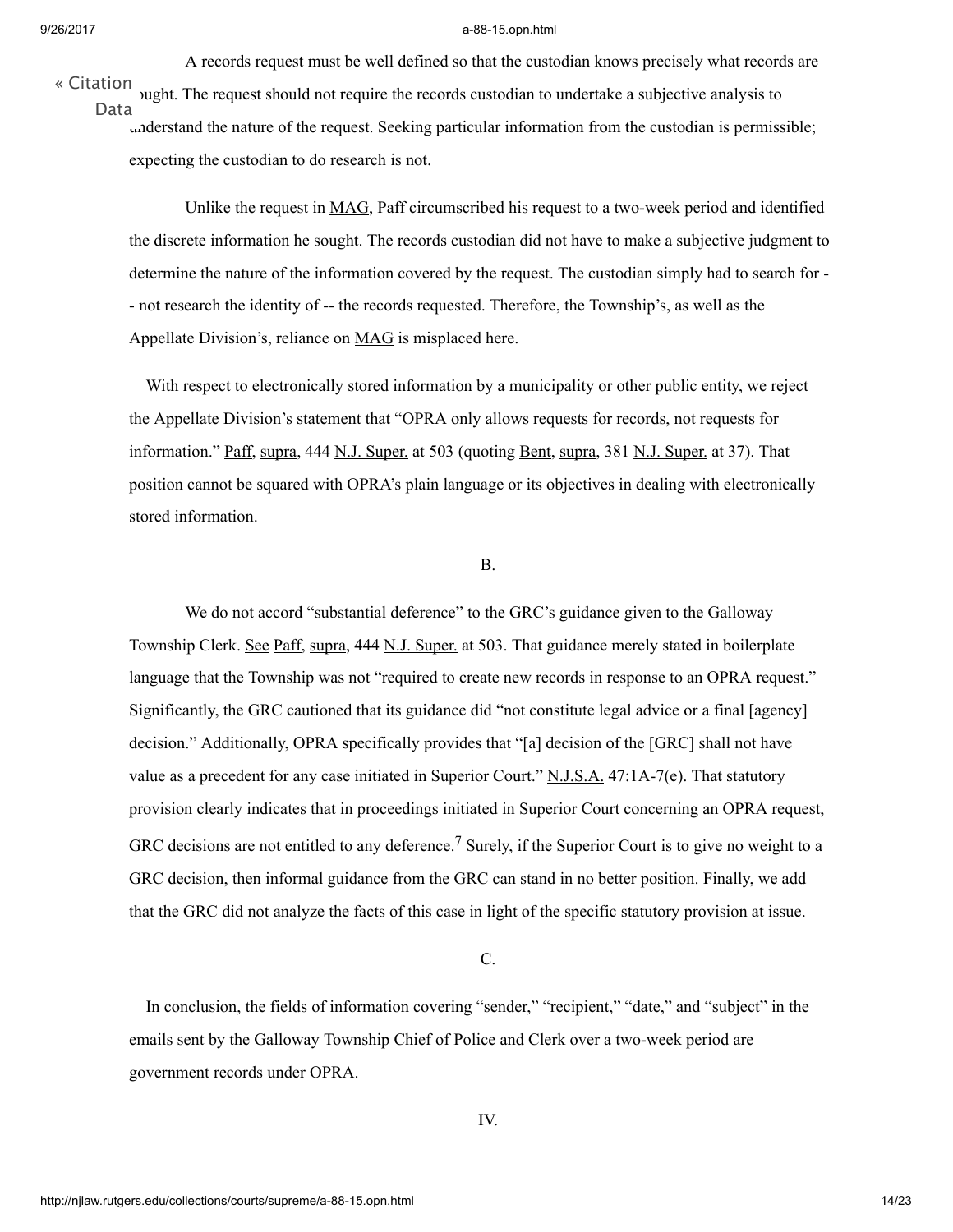A records request must be well defined so that the custodian knows precisely what records are sought. The request should not require the records custodian to undertake a subjective analysis to understand the nature of the request. Seeking particular information from the custodian is permissible; expecting the custodian to do research is not.

Unlike the request in MAG, Paff circumscribed his request to a two-week period and identified the discrete information he sought. The records custodian did not have to make a subjective judgment to determine the nature of the information covered by the request. The custodian simply had to search for -- not research the identity of -- the records requested. Therefore, the Township's, as well as the Appellate Division's, reliance on MAG is misplaced here.

With respect to electronically stored information by a municipality or other public entity, we reject the Appellate Division's statement that "OPRA only allows requests for records, not requests for information." Paff, supra, 444 N.J. Super. at 503 (quoting Bent, supra, 381 N.J. Super. at 37). That position cannot be squared with OPRA's plain language or its objectives in dealing with electronically stored information.

B.

We do not accord "substantial deference" to the GRC's guidance given to the Galloway Township Clerk. See Paff, supra, 444 N.J. Super. at 503. That guidance merely stated in boilerplate language that the Township was not "required to create new records in response to an OPRA request." Significantly, the GRC cautioned that its guidance did "not constitute legal advice or a final [agency] decision." Additionally, OPRA specifically provides that "[a] decision of the [GRC] shall not have value as a precedent for any case initiated in Superior Court." N.J.S.A. 47:1A-7(e). That statutory provision clearly indicates that in proceedings initiated in Superior Court concerning an OPRA request, GRC decisions are not entitled to any deference.[7] Surely, if the Superior Court is to give no weight to a GRC decision, then informal guidance from the GRC can stand in no better position. Finally, we add that the GRC did not analyze the facts of this case in light of the specific statutory provision at issue.

C.

In conclusion, the fields of information covering "sender," "recipient," "date," and "subject" in the emails sent by the Galloway Township Chief of Police and Clerk over a two-week period are government records under OPRA.

IV.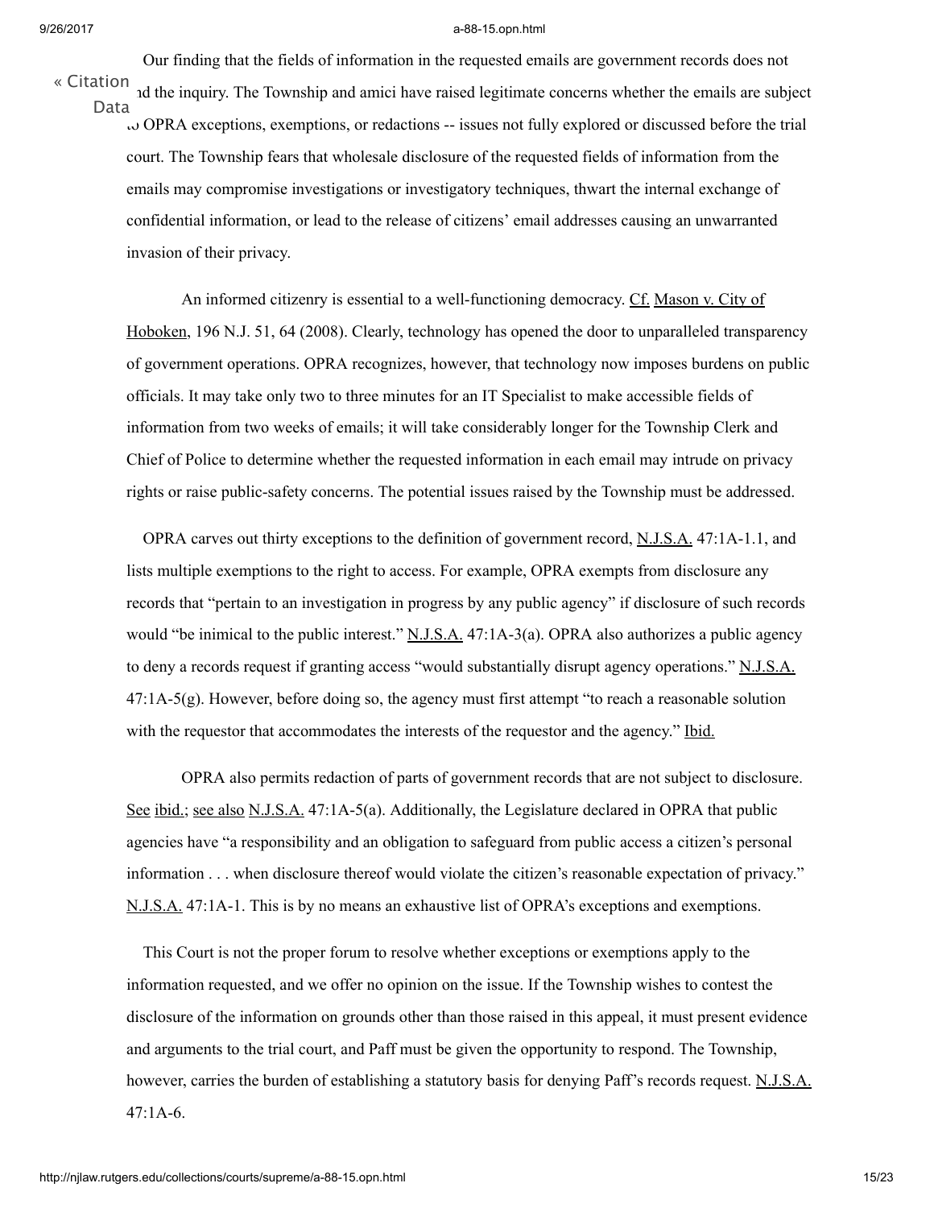Our finding that the fields of information in the requested emails are government records does not end the inquiry. The Township and amici have raised legitimate concerns whether the emails are subject to OPRA exceptions, exemptions, or redactions -- issues not fully explored or discussed before the trial court. The Township fears that wholesale disclosure of the requested fields of information from the emails may compromise investigations or investigatory techniques, thwart the internal exchange of confidential information, or lead to the release of citizens' email addresses causing an unwarranted invasion of their privacy.

An informed citizenry is essential to a well-functioning democracy. Cf. Mason v. City of Hoboken, 196 N.J. 51, 64 (2008). Clearly, technology has opened the door to unparalleled transparency of government operations. OPRA recognizes, however, that technology now imposes burdens on public officials. It may take only two to three minutes for an IT Specialist to make accessible fields of information from two weeks of emails; it will take considerably longer for the Township Clerk and Chief of Police to determine whether the requested information in each email may intrude on privacy rights or raise public-safety concerns. The potential issues raised by the Township must be addressed.

OPRA carves out thirty exceptions to the definition of government record, N.J.S.A. 47:1A-1.1, and lists multiple exemptions to the right to access. For example, OPRA exempts from disclosure any records that "pertain to an investigation in progress by any public agency" if disclosure of such records would "be inimical to the public interest." N.J.S.A. 47:1A-3(a). OPRA also authorizes a public agency to deny a records request if granting access "would substantially disrupt agency operations." N.J.S.A. 47:1A-5(g). However, before doing so, the agency must first attempt "to reach a reasonable solution with the requestor that accommodates the interests of the requestor and the agency." Ibid.

OPRA also permits redaction of parts of government records that are not subject to disclosure. See ibid.; see also N.J.S.A. 47:1A-5(a). Additionally, the Legislature declared in OPRA that public agencies have "a responsibility and an obligation to safeguard from public access a citizen's personal information . . . when disclosure thereof would violate the citizen's reasonable expectation of privacy." N.J.S.A. 47:1A-1. This is by no means an exhaustive list of OPRA's exceptions and exemptions.

This Court is not the proper forum to resolve whether exceptions or exemptions apply to the information requested, and we offer no opinion on the issue. If the Township wishes to contest the disclosure of the information on grounds other than those raised in this appeal, it must present evidence and arguments to the trial court, and Paff must be given the opportunity to respond. The Township, however, carries the burden of establishing a statutory basis for denying Paff's records request. N.J.S.A. 47:1A-6.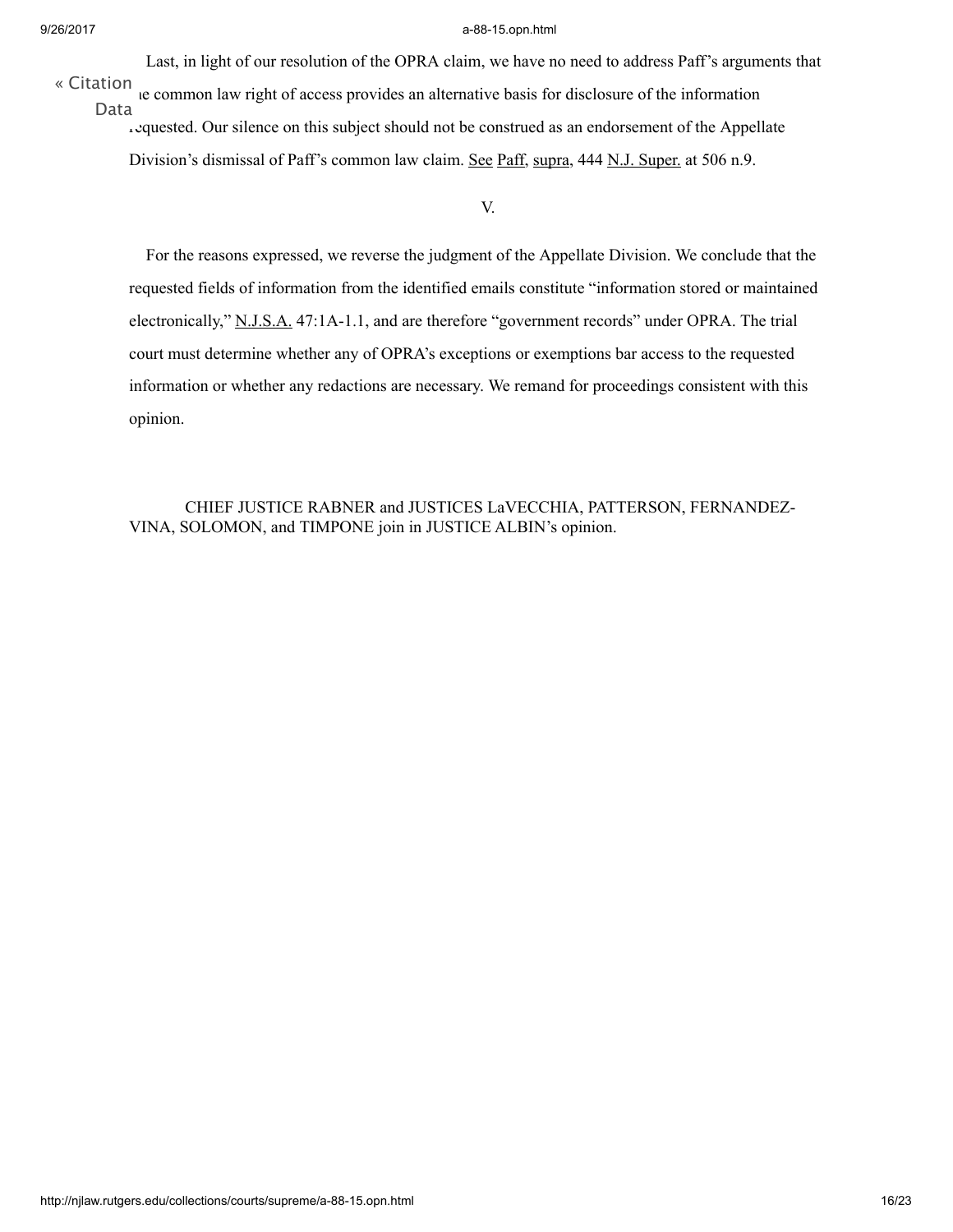Last, in light of our resolution of the OPRA claim, we have no need to address Paff's arguments that the common law right of access provides an alternative basis for disclosure of the information requested. Our silence on this subject should not be construed as an endorsement of the Appellate Division's dismissal of Paff's common law claim. See Paff, supra, 444 N.J. Super. at 506 n.9.

V.

For the reasons expressed, we reverse the judgment of the Appellate Division. We conclude that the requested fields of information from the identified emails constitute "information stored or maintained electronically," N.J.S.A. 47:1A-1.1, and are therefore "government records" under OPRA. The trial court must determine whether any of OPRA's exceptions or exemptions bar access to the requested information or whether any redactions are necessary. We remand for proceedings consistent with this opinion.

CHIEF JUSTICE RABNER and JUSTICES LaVECCHIA, PATTERSON, FERNANDEZ-VINA, SOLOMON, and TIMPONE join in JUSTICE ALBIN's opinion.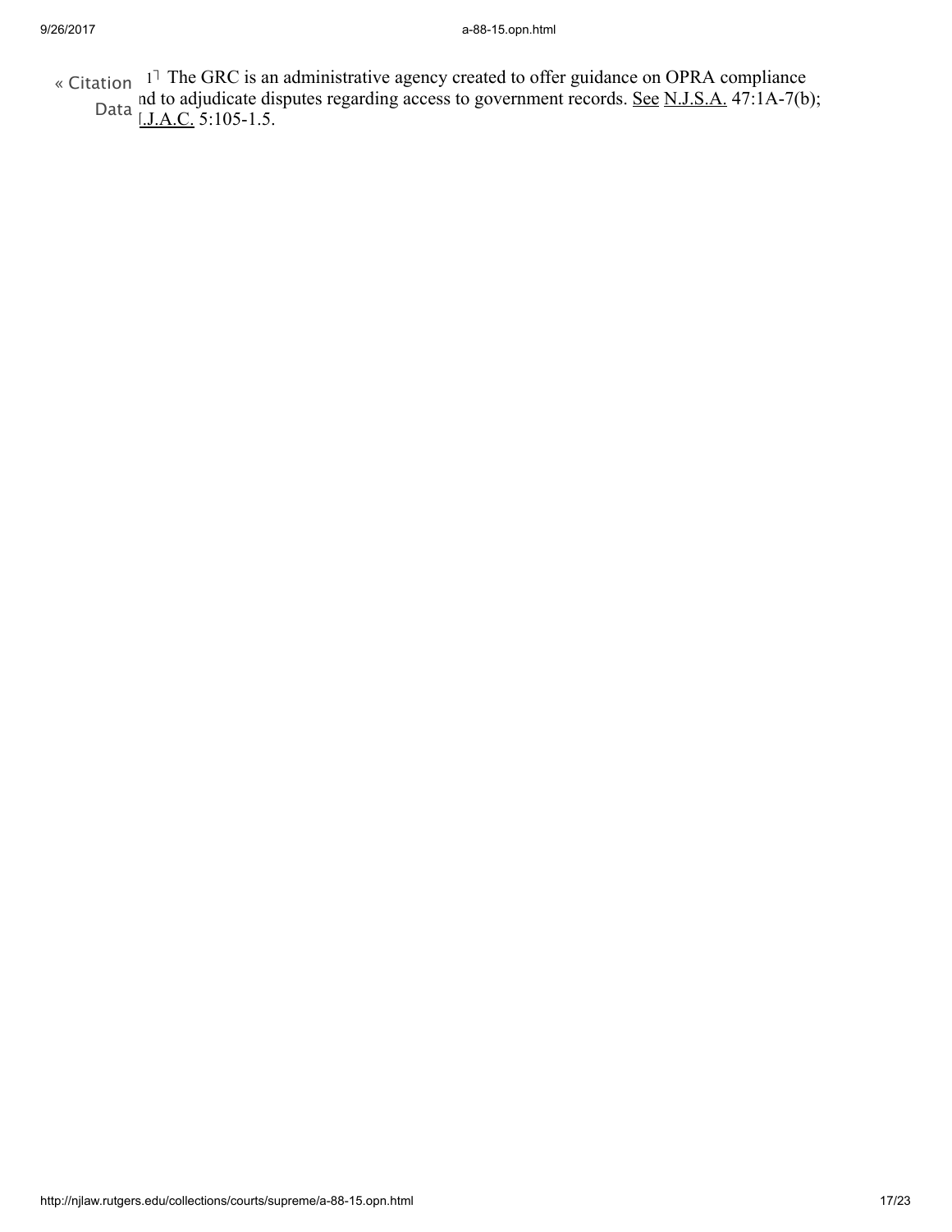[1] The GRC is an administrative agency created to offer guidance on OPRA compliance and to adjudicate disputes regarding access to government records. See N.J.S.A. 47:1A-7(b); N.J.A.C. 5:105-1.5.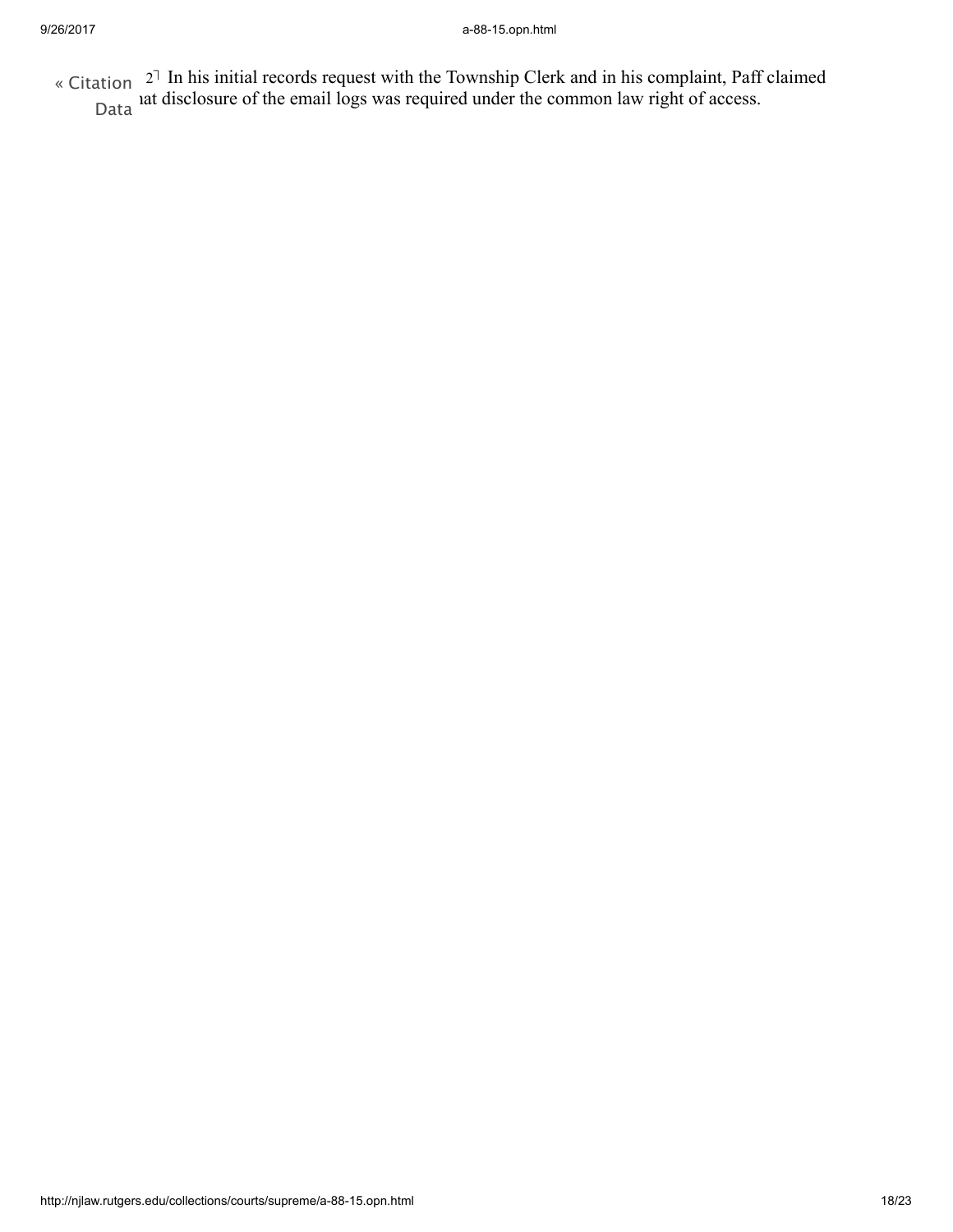[2] In his initial records request with the Township Clerk and in his complaint, Paff claimed that disclosure of the email logs was required under the common law right of access.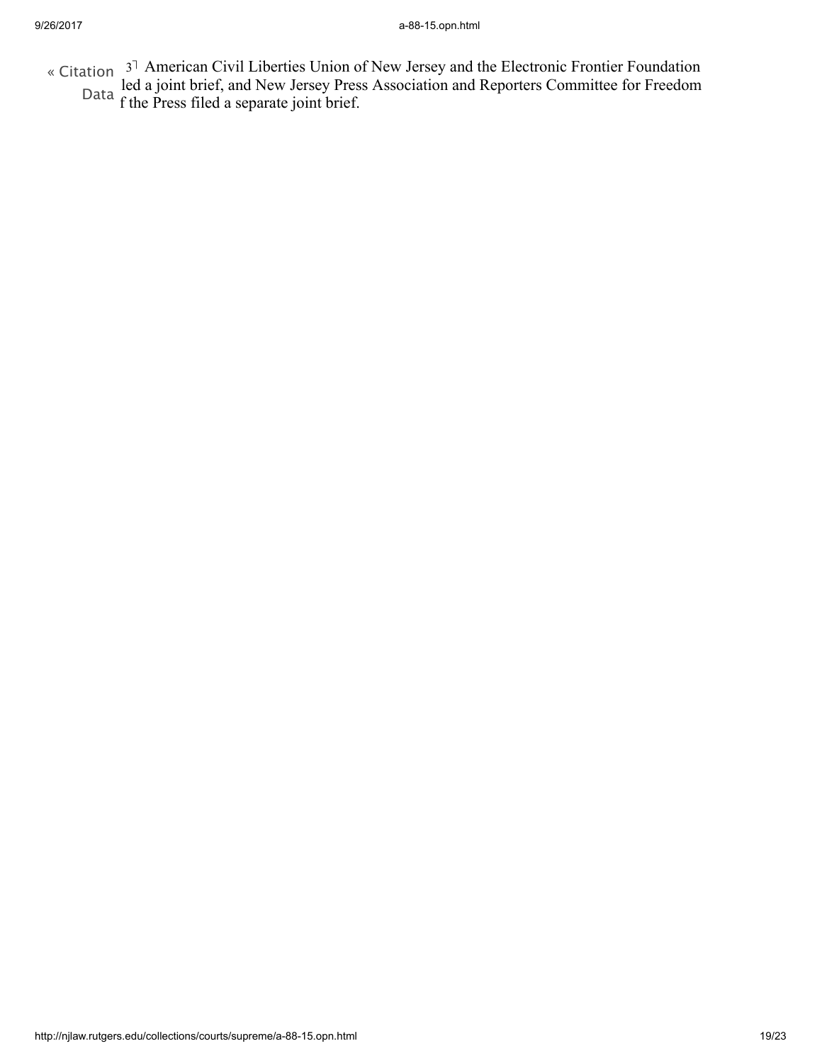« Citation Data

3⌉ American Civil Liberties Union of New Jersey and the Electronic Frontier Foundation led a joint brief, and New Jersey Press Association and Reporters Committee for Freedom f the Press filed a separate joint brief.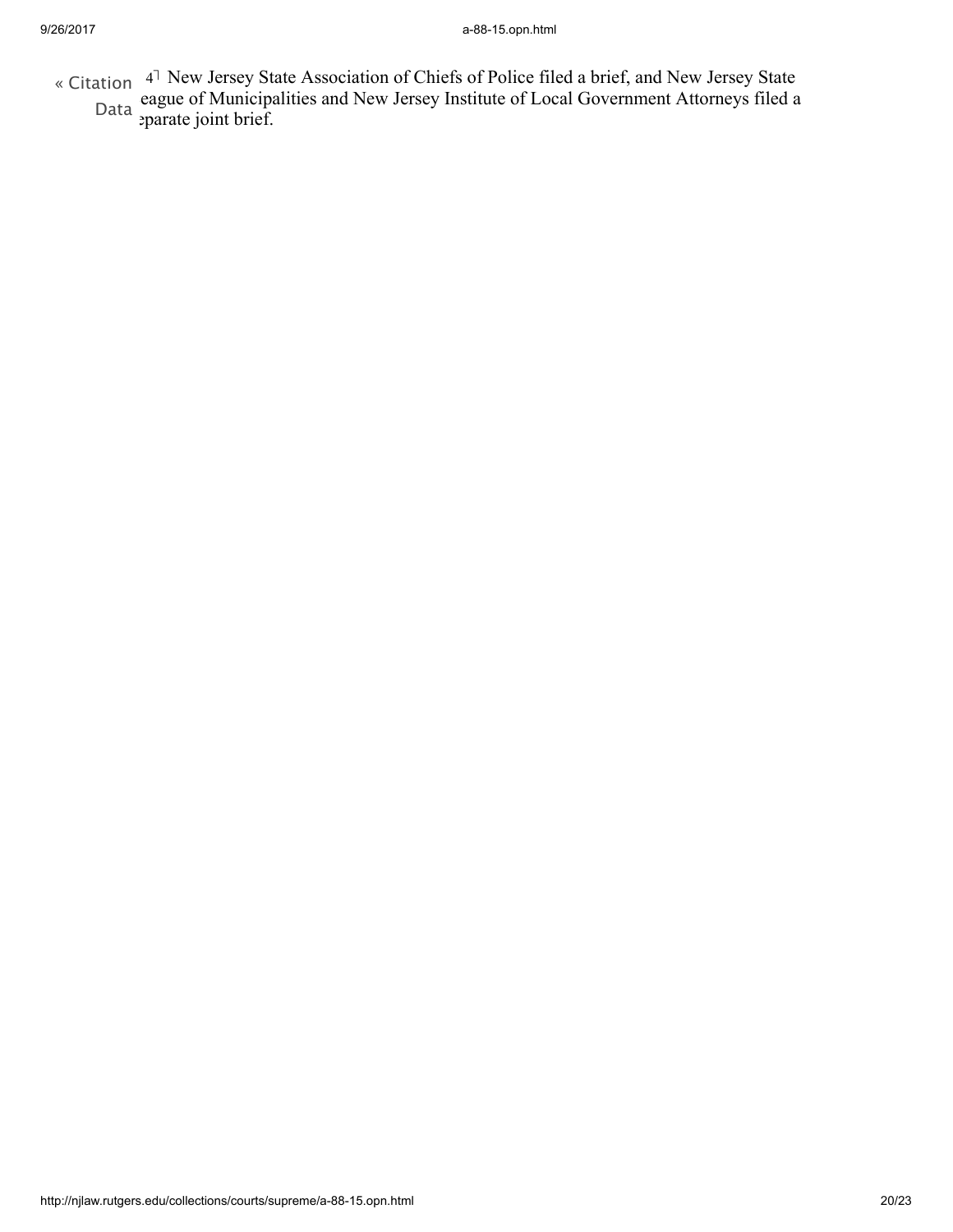[4] New Jersey State Association of Chiefs of Police filed a brief, and New Jersey State League of Municipalities and New Jersey Institute of Local Government Attorneys filed a separate joint brief.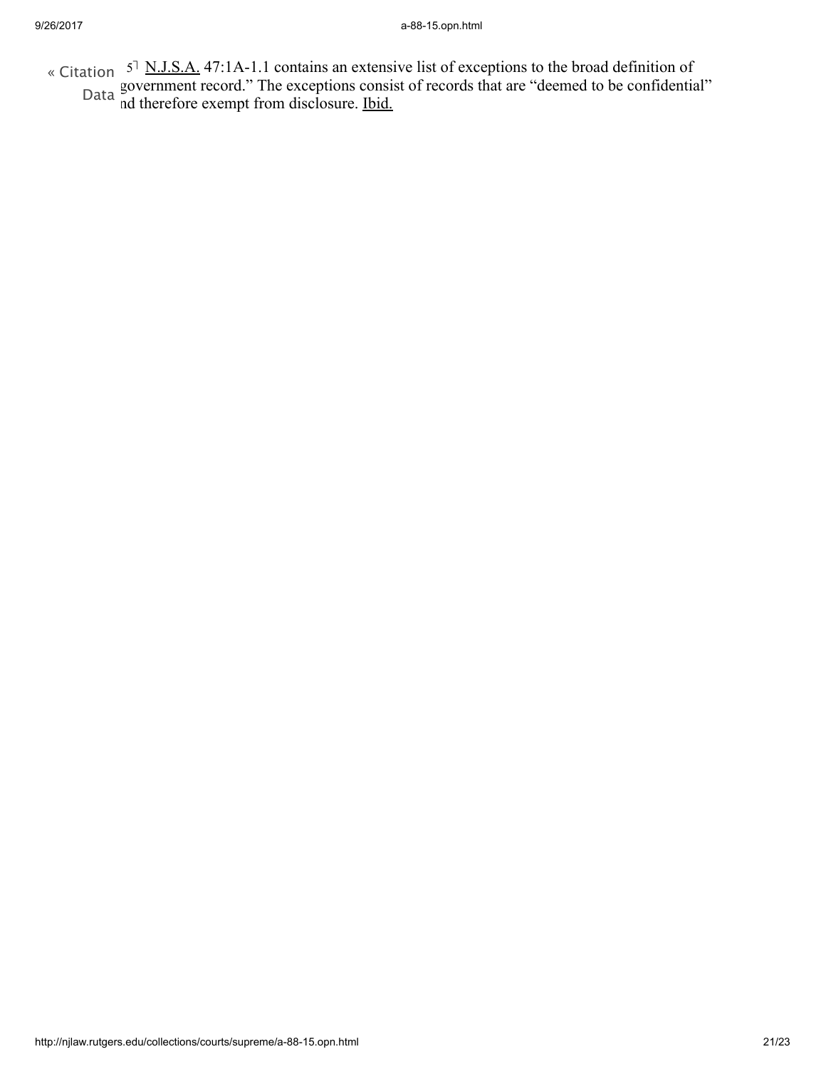[5] N.J.S.A. 47:1A-1.1 contains an extensive list of exceptions to the broad definition of "government record." The exceptions consist of records that are "deemed to be confidential" and therefore exempt from disclosure. Ibid.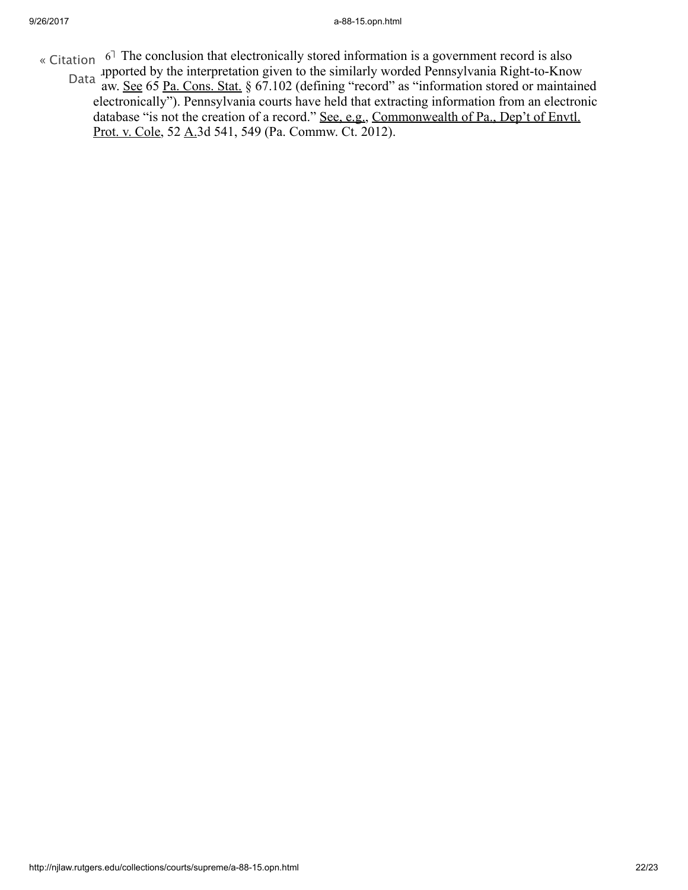[6] The conclusion that electronically stored information is a government record is also supported by the interpretation given to the similarly worded Pennsylvania Right-to-Know Law. See 65 Pa. Cons. Stat. § 67.102 (defining "record" as "information stored or maintained electronically"). Pennsylvania courts have held that extracting information from an electronic database "is not the creation of a record." See, e.g., Commonwealth of Pa., Dep't of Envtl. Prot. v. Cole, 52 A.3d 541, 549 (Pa. Commw. Ct. 2012).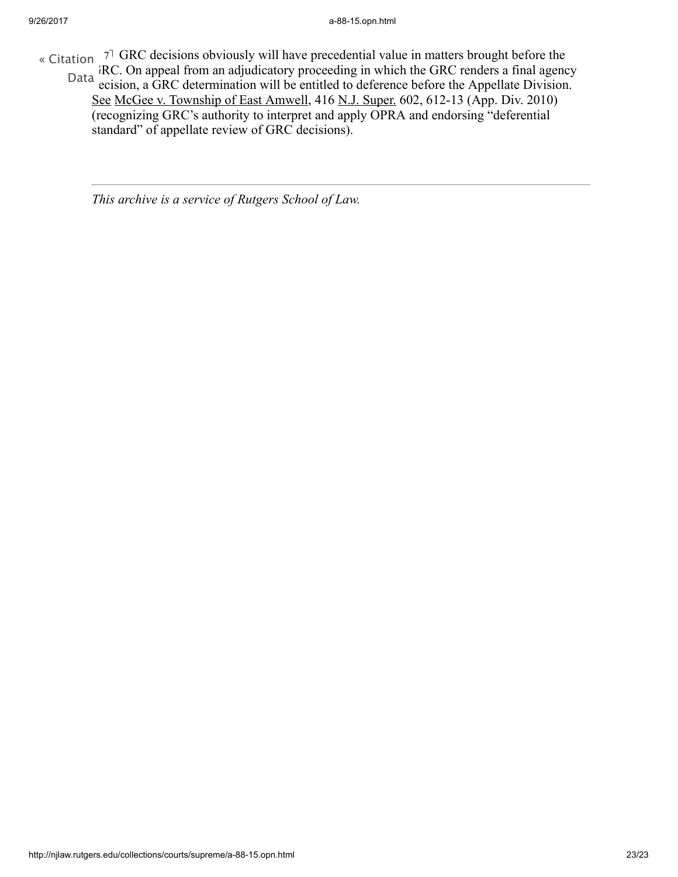[7] GRC decisions obviously will have precedential value in matters brought before the GRC. On appeal from an adjudicatory proceeding in which the GRC renders a final agency decision, a GRC determination will be entitled to deference before the Appellate Division. See McGee v. Township of East Amwell, 416 N.J. Super. 602, 612-13 (App. Div. 2010) (recognizing GRC's authority to interpret and apply OPRA and endorsing "deferential standard" of appellate review of GRC decisions).

---

*This archive is a service of Rutgers School of Law.*